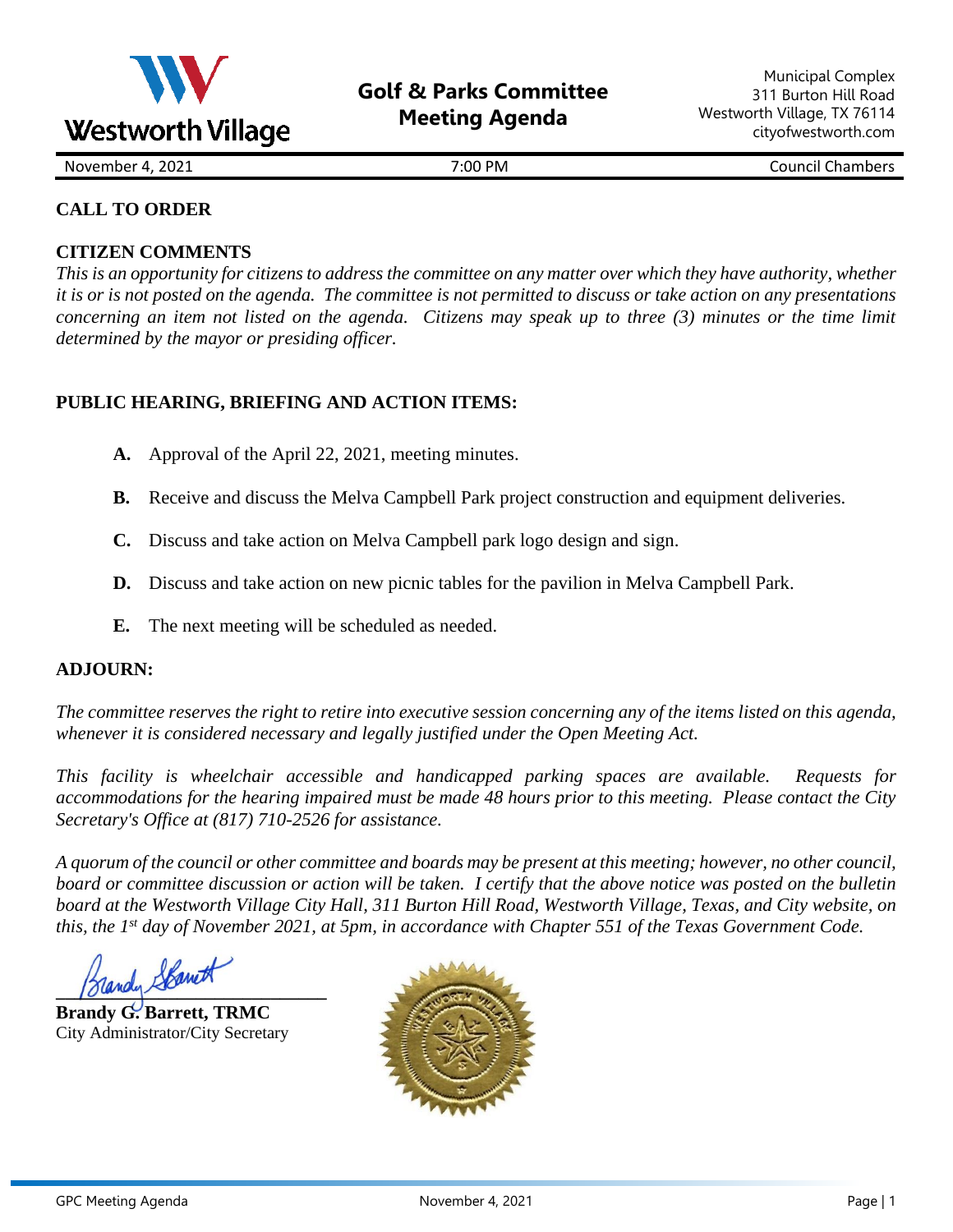Westworth Village

# Golf & Parks Committee Meeting Agenda

Municipal Complex
311 Burton Hill Road
Westworth Village, TX 76114
cityofwestworth.com

| November 4, 2021 | 7:00 PM | Council Chambers |
|---|---|---|

## CALL TO ORDER

## CITIZEN COMMENTS

*This is an opportunity for citizens to address the committee on any matter over which they have authority, whether it is or is not posted on the agenda. The committee is not permitted to discuss or take action on any presentations concerning an item not listed on the agenda. Citizens may speak up to three (3) minutes or the time limit determined by the mayor or presiding officer.*

## PUBLIC HEARING, BRIEFING AND ACTION ITEMS:

- **A.** Approval of the April 22, 2021, meeting minutes.
- **B.** Receive and discuss the Melva Campbell Park project construction and equipment deliveries.
- **C.** Discuss and take action on Melva Campbell park logo design and sign.
- **D.** Discuss and take action on new picnic tables for the pavilion in Melva Campbell Park.
- **E.** The next meeting will be scheduled as needed.

## ADJOURN:

*The committee reserves the right to retire into executive session concerning any of the items listed on this agenda, whenever it is considered necessary and legally justified under the Open Meeting Act.*

*This facility is wheelchair accessible and handicapped parking spaces are available. Requests for accommodations for the hearing impaired must be made 48 hours prior to this meeting. Please contact the City Secretary's Office at (817) 710-2526 for assistance.*

*A quorum of the council or other committee and boards may be present at this meeting; however, no other council, board or committee discussion or action will be taken. I certify that the above notice was posted on the bulletin board at the Westworth Village City Hall, 311 Burton Hill Road, Westworth Village, Texas, and City website, on this, the 1st day of November 2021, at 5pm, in accordance with Chapter 551 of the Texas Government Code.*

Brandy Barrett

**Brandy G. Barrett, TRMC**
City Administrator/City Secretary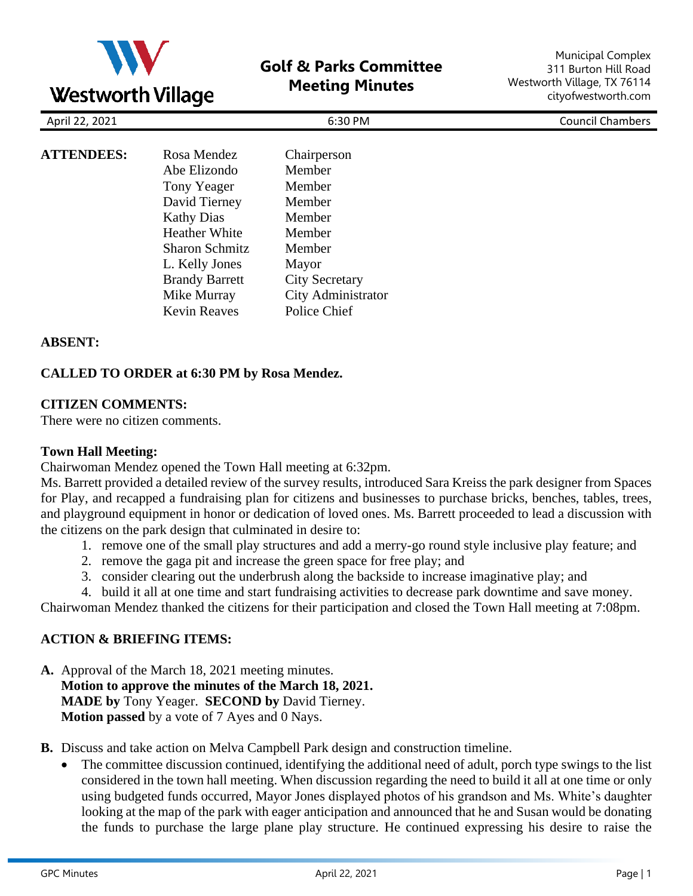# Golf & Parks Committee Meeting Minutes

Municipal Complex
311 Burton Hill Road
Westworth Village, TX 76114
cityofwestworth.com

April 22, 2021 | 6:30 PM | Council Chambers

| **ATTENDEES:** | Rosa Mendez | Chairperson |
|---|---|---|
| | Abe Elizondo | Member |
| | Tony Yeager | Member |
| | David Tierney | Member |
| | Kathy Dias | Member |
| | Heather White | Member |
| | Sharon Schmitz | Member |
| | L. Kelly Jones | Mayor |
| | Brandy Barrett | City Secretary |
| | Mike Murray | City Administrator |
| | Kevin Reaves | Police Chief |

**ABSENT:**

**CALLED TO ORDER at 6:30 PM by Rosa Mendez.**

**CITIZEN COMMENTS:**
There were no citizen comments.

**Town Hall Meeting:**
Chairwoman Mendez opened the Town Hall meeting at 6:32pm.
Ms. Barrett provided a detailed review of the survey results, introduced Sara Kreiss the park designer from Spaces for Play, and recapped a fundraising plan for citizens and businesses to purchase bricks, benches, tables, trees, and playground equipment in honor or dedication of loved ones. Ms. Barrett proceeded to lead a discussion with the citizens on the park design that culminated in desire to:

1. remove one of the small play structures and add a merry-go round style inclusive play feature; and
2. remove the gaga pit and increase the green space for free play; and
3. consider clearing out the underbrush along the backside to increase imaginative play; and
4. build it all at one time and start fundraising activities to decrease park downtime and save money.

Chairwoman Mendez thanked the citizens for their participation and closed the Town Hall meeting at 7:08pm.

**ACTION & BRIEFING ITEMS:**

**A.** Approval of the March 18, 2021 meeting minutes.
**Motion to approve the minutes of the March 18, 2021.**
**MADE by** Tony Yeager. **SECOND by** David Tierney.
**Motion passed** by a vote of 7 Ayes and 0 Nays.

**B.** Discuss and take action on Melva Campbell Park design and construction timeline.

- The committee discussion continued, identifying the additional need of adult, porch type swings to the list considered in the town hall meeting. When discussion regarding the need to build it all at one time or only using budgeted funds occurred, Mayor Jones displayed photos of his grandson and Ms. White's daughter looking at the map of the park with eager anticipation and announced that he and Susan would be donating the funds to purchase the large plane play structure. He continued expressing his desire to raise the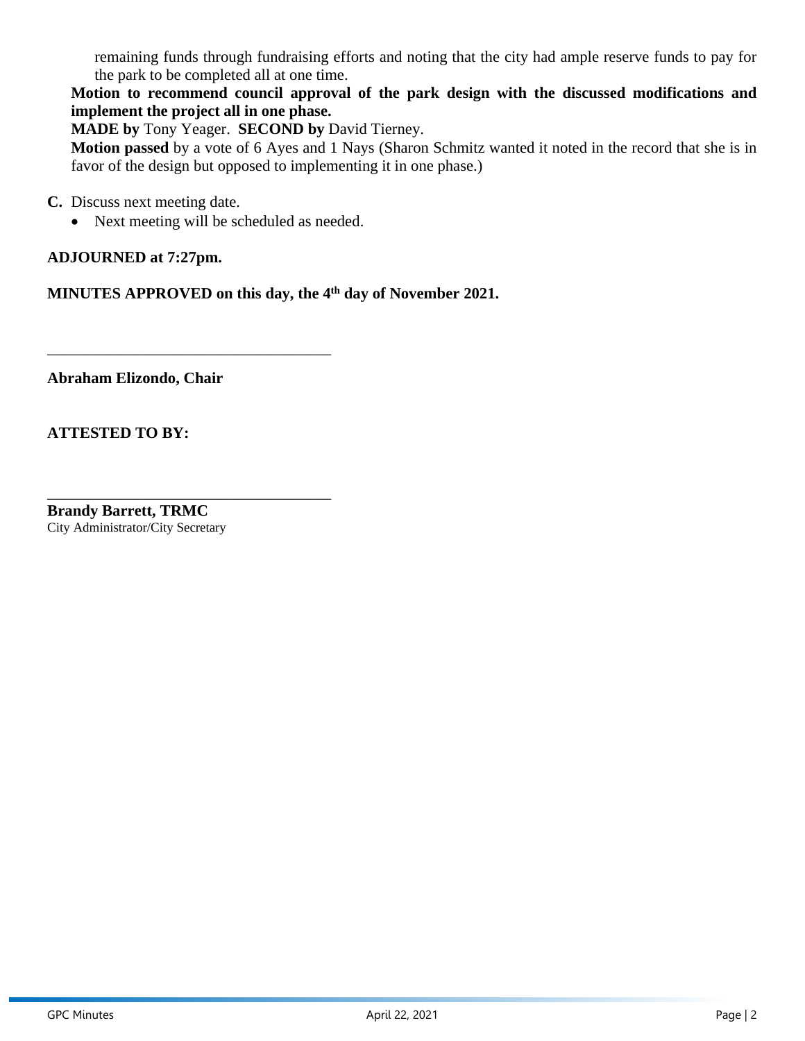remaining funds through fundraising efforts and noting that the city had ample reserve funds to pay for the park to be completed all at one time.

**Motion to recommend council approval of the park design with the discussed modifications and implement the project all in one phase.**

**MADE by** Tony Yeager. **SECOND by** David Tierney.

**Motion passed** by a vote of 6 Ayes and 1 Nays (Sharon Schmitz wanted it noted in the record that she is in favor of the design but opposed to implementing it in one phase.)

**C.** Discuss next meeting date.

- Next meeting will be scheduled as needed.

**ADJOURNED at 7:27pm.**

**MINUTES APPROVED on this day, the 4th day of November 2021.**

_____________________________________

**Abraham Elizondo, Chair**

**ATTESTED TO BY:**

_____________________________________

**Brandy Barrett, TRMC**
City Administrator/City Secretary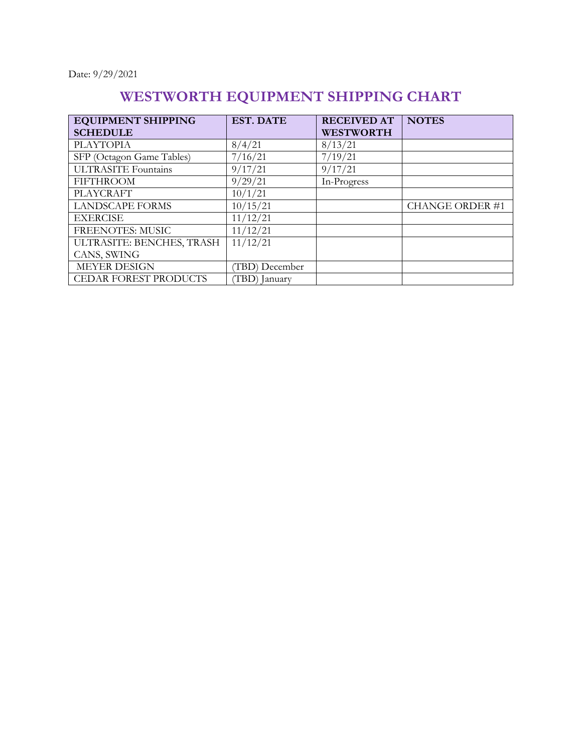Date: 9/29/2021

# WESTWORTH EQUIPMENT SHIPPING CHART

| EQUIPMENT SHIPPING SCHEDULE | EST. DATE | RECEIVED AT WESTWORTH | NOTES |
|---|---|---|---|
| PLAYTOPIA | 8/4/21 | 8/13/21 | |
| SFP (Octagon Game Tables) | 7/16/21 | 7/19/21 | |
| ULTRASITE Fountains | 9/17/21 | 9/17/21 | |
| FIFTHROOM | 9/29/21 | In-Progress | |
| PLAYCRAFT | 10/1/21 | | |
| LANDSCAPE FORMS | 10/15/21 | | CHANGE ORDER #1 |
| EXERCISE | 11/12/21 | | |
| FREENOTES: MUSIC | 11/12/21 | | |
| ULTRASITE: BENCHES, TRASH CANS, SWING | 11/12/21 | | |
| MEYER DESIGN | (TBD) December | | |
| CEDAR FOREST PRODUCTS | (TBD) January | | |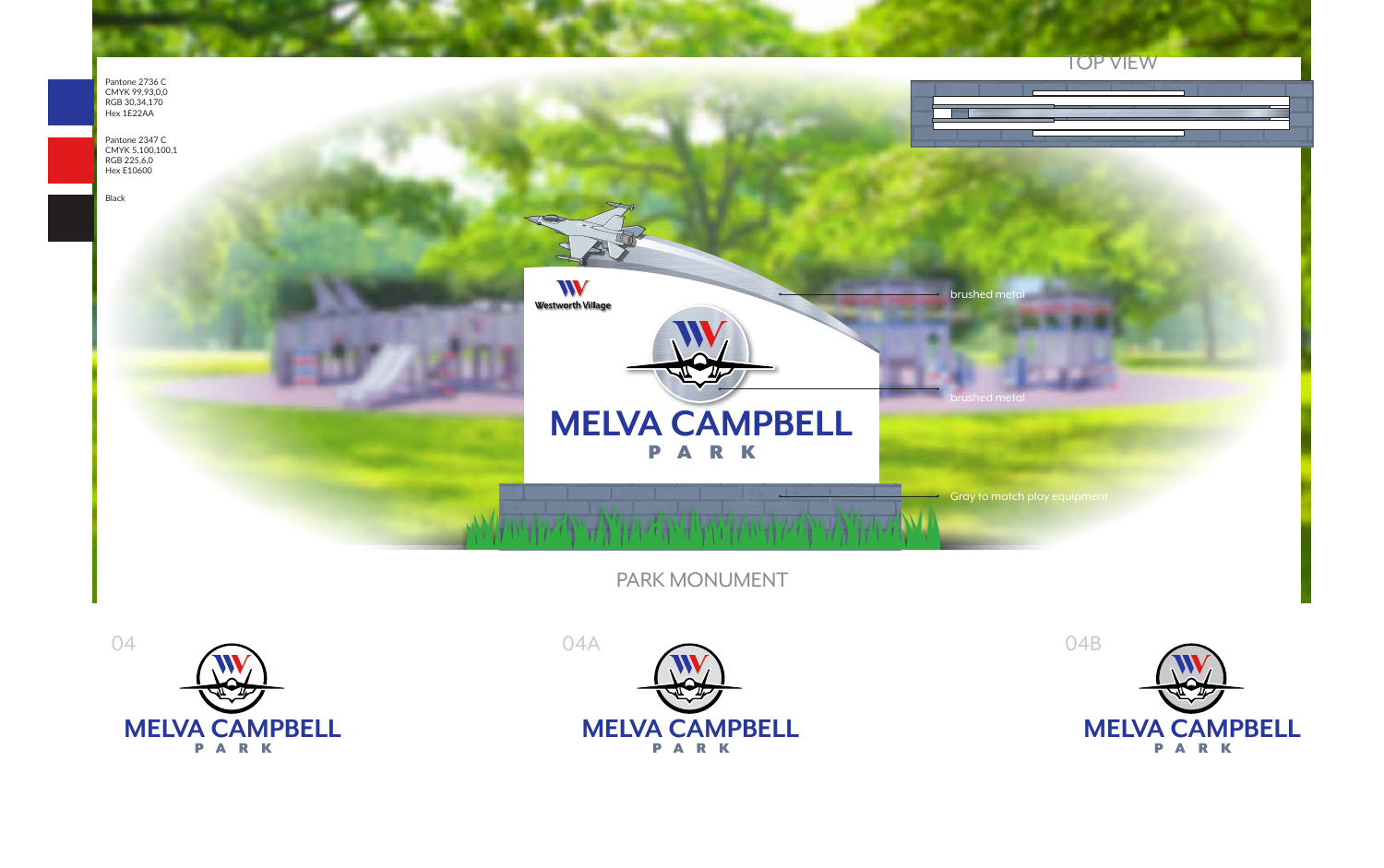Pantone 2736 C
CMYK 99,93,0,0
RGB 30,34,170
Hex 1E22AA

Pantone 2347 C
CMYK 5,100,100,1
RGB 225,6,0
Hex E10600

Black

TOP VIEW

Westworth Village

MELVA CAMPBELL
PARK

brushed metal

brushed metal

Gray to match play equipment

PARK MONUMENT

04

MELVA CAMPBELL
PARK

04A

MELVA CAMPBELL
PARK

04B

MELVA CAMPBELL
PARK